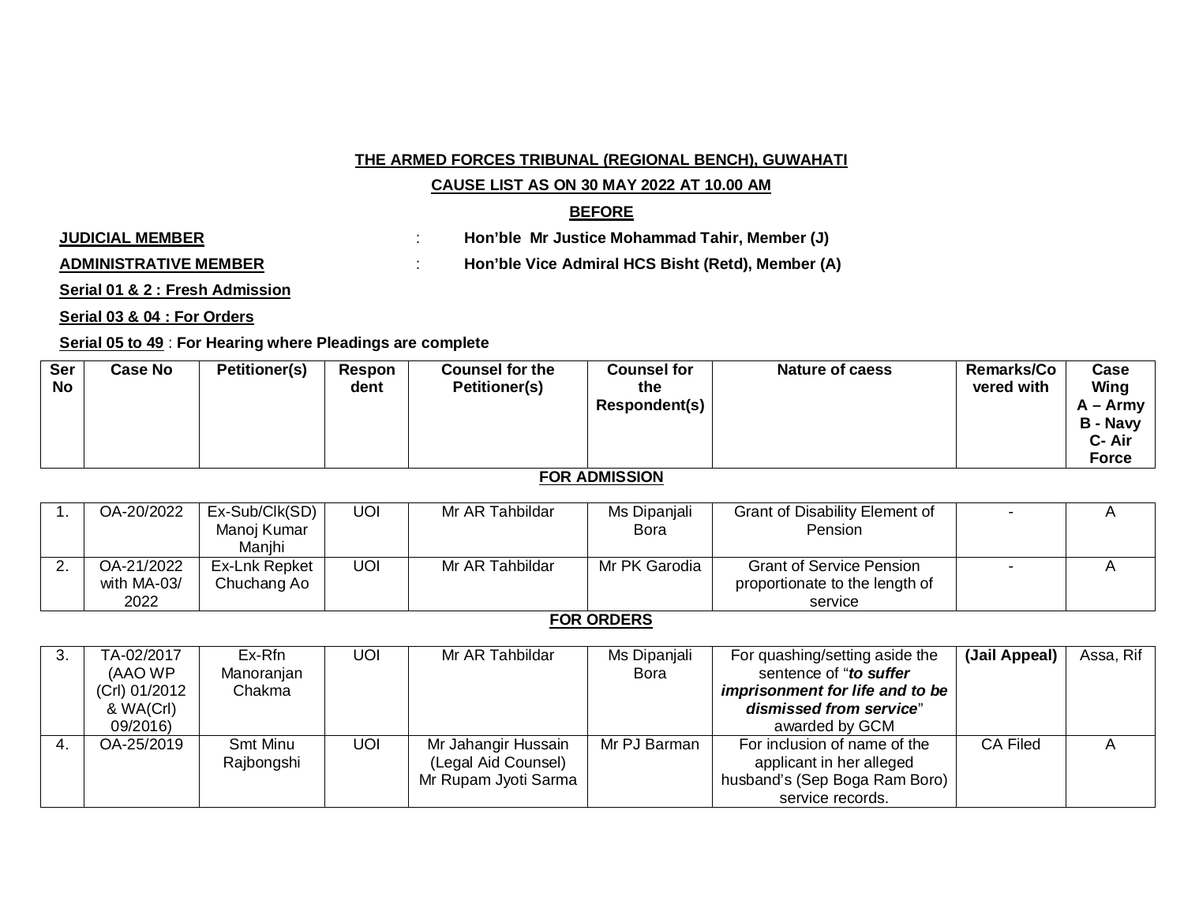**THE ARMED FORCES TRIBUNAL (REGIONAL BENCH), GUWAHATI**

**CAUSE LIST AS ON 30 MAY 2022 AT 10.00 AM**

**BEFORE**

**JUDICIAL MEMBER** : **Hon'ble Mr Justice Mohammad Tahir, Member (J)**

**ADMINISTRATIVE MEMBER** : **Hon'ble Vice Admiral HCS Bisht (Retd), Member (A)**

**Serial 01 & 2 : Fresh Admission**

**Serial 03 & 04 : For Orders**

**Serial 05 to 49** : **For Hearing where Pleadings are complete**

| Ser No | Case No | Petitioner(s) | Respondent | Counsel for the Petitioner(s) | Counsel for the Respondent(s) | Nature of caess | Remarks/Covered with | Case Wing A – Army B - Navy C- Air Force |
|---|---|---|---|---|---|---|---|---|
| **FOR ADMISSION** | | | | | | | | |
| 1. | OA-20/2022 | Ex-Sub/Clk(SD) Manoj Kumar Manjhi | UOI | Mr AR Tahbildar | Ms Dipanjali Bora | Grant of Disability Element of Pension | - | A |
| 2. | OA-21/2022 with MA-03/2022 | Ex-Lnk Repket Chuchang Ao | UOI | Mr AR Tahbildar | Mr PK Garodia | Grant of Service Pension proportionate to the length of service | - | A |
| **FOR ORDERS** | | | | | | | | |
| 3. | TA-02/2017 (AAO WP (Crl) 01/2012 & WA(Crl) 09/2016) | Ex-Rfn Manoranjan Chakma | UOI | Mr AR Tahbildar | Ms Dipanjali Bora | For quashing/setting aside the sentence of "***to suffer imprisonment for life and to be dismissed from service***" awarded by GCM | **(Jail Appeal)** | Assa, Rif |
| 4. | OA-25/2019 | Smt Minu Rajbongshi | UOI | Mr Jahangir Hussain (Legal Aid Counsel) Mr Rupam Jyoti Sarma | Mr PJ Barman | For inclusion of name of the applicant in her alleged husband's (Sep Boga Ram Boro) service records. | CA Filed | A |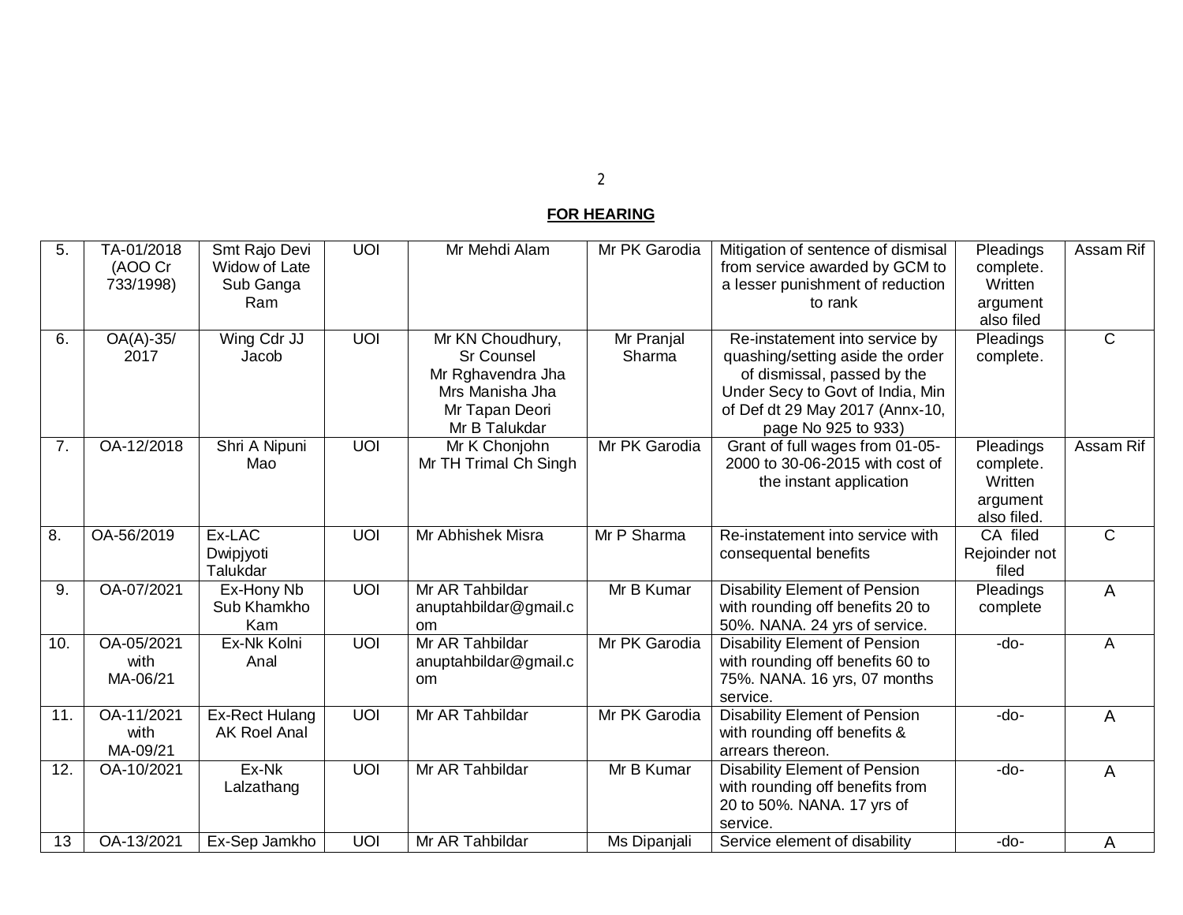**FOR HEARING**

| | | | | | | | | |
|---|---|---|---|---|---|---|---|---|
| 5. | TA-01/2018 (AOO Cr 733/1998) | Smt Rajo Devi Widow of Late Sub Ganga Ram | UOI | Mr Mehdi Alam | Mr PK Garodia | Mitigation of sentence of dismisal from service awarded by GCM to a lesser punishment of reduction to rank | Pleadings complete. Written argument also filed | Assam Rif |
| 6. | OA(A)-35/ 2017 | Wing Cdr JJ Jacob | UOI | Mr KN Choudhury, Sr Counsel Mr Rghavendra Jha Mrs Manisha Jha Mr Tapan Deori Mr B Talukdar | Mr Pranjal Sharma | Re-instatement into service by quashing/setting aside the order of dismissal, passed by the Under Secy to Govt of India, Min of Def dt 29 May 2017 (Annx-10, page No 925 to 933) | Pleadings complete. | C |
| 7. | OA-12/2018 | Shri A Nipuni Mao | UOI | Mr K Chonjohn Mr TH Trimal Ch Singh | Mr PK Garodia | Grant of full wages from 01-05-2000 to 30-06-2015 with cost of the instant application | Pleadings complete. Written argument also filed. | Assam Rif |
| 8. | OA-56/2019 | Ex-LAC Dwipjyoti Talukdar | UOI | Mr Abhishek Misra | Mr P Sharma | Re-instatement into service with consequental benefits | CA filed Rejoinder not filed | C |
| 9. | OA-07/2021 | Ex-Hony Nb Sub Khamkho Kam | UOI | Mr AR Tahbildar anuptahbildar@gmail.com | Mr B Kumar | Disability Element of Pension with rounding off benefits 20 to 50%. NANA. 24 yrs of service. | Pleadings complete | A |
| 10. | OA-05/2021 with MA-06/21 | Ex-Nk Kolni Anal | UOI | Mr AR Tahbildar anuptahbildar@gmail.com | Mr PK Garodia | Disability Element of Pension with rounding off benefits 60 to 75%. NANA. 16 yrs, 07 months service. | -do- | A |
| 11. | OA-11/2021 with MA-09/21 | Ex-Rect Hulang AK Roel Anal | UOI | Mr AR Tahbildar | Mr PK Garodia | Disability Element of Pension with rounding off benefits & arrears thereon. | -do- | A |
| 12. | OA-10/2021 | Ex-Nk Lalzathang | UOI | Mr AR Tahbildar | Mr B Kumar | Disability Element of Pension with rounding off benefits from 20 to 50%. NANA. 17 yrs of service. | -do- | A |
| 13 | OA-13/2021 | Ex-Sep Jamkho | UOI | Mr AR Tahbildar | Ms Dipanjali | Service element of disability | -do- | A |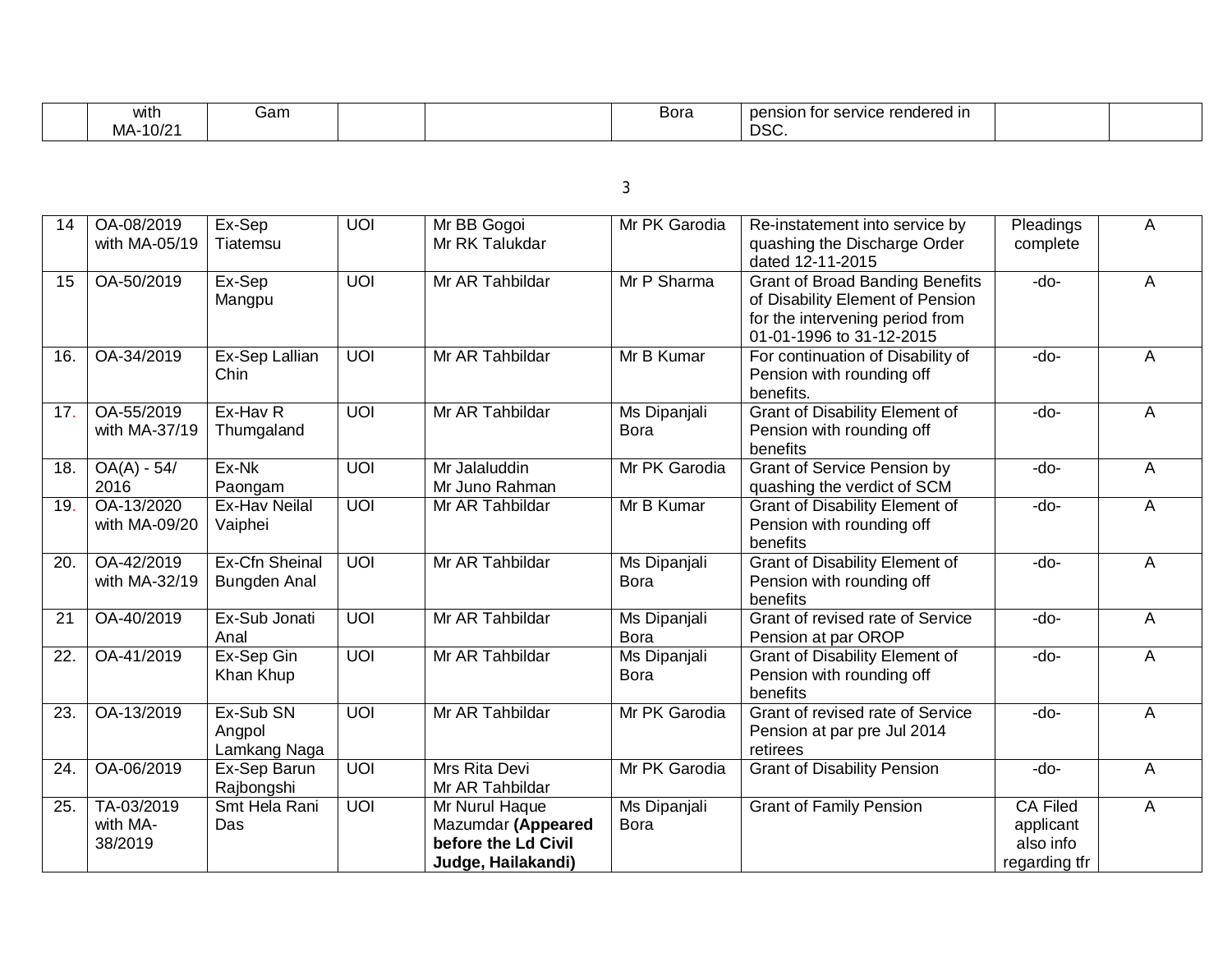| | | | | | | | | |
|---|---|---|---|---|---|---|---|---|
| | with MA-10/21 | Gam | | | Bora | pension for service rendered in DSC. | | |

| | | | | | | | | |
|---|---|---|---|---|---|---|---|---|
| 14 | OA-08/2019 with MA-05/19 | Ex-Sep Tiatemsu | UOI | Mr BB Gogoi Mr RK Talukdar | Mr PK Garodia | Re-instatement into service by quashing the Discharge Order dated 12-11-2015 | Pleadings complete | A |
| 15 | OA-50/2019 | Ex-Sep Mangpu | UOI | Mr AR Tahbildar | Mr P Sharma | Grant of Broad Banding Benefits of Disability Element of Pension for the intervening period from 01-01-1996 to 31-12-2015 | -do- | A |
| 16. | OA-34/2019 | Ex-Sep Lallian Chin | UOI | Mr AR Tahbildar | Mr B Kumar | For continuation of Disability of Pension with rounding off benefits. | -do- | A |
| 17. | OA-55/2019 with MA-37/19 | Ex-Hav R Thumgaland | UOI | Mr AR Tahbildar | Ms Dipanjali Bora | Grant of Disability Element of Pension with rounding off benefits | -do- | A |
| 18. | OA(A) - 54/ 2016 | Ex-Nk Paongam | UOI | Mr Jalaluddin Mr Juno Rahman | Mr PK Garodia | Grant of Service Pension by quashing the verdict of SCM | -do- | A |
| 19. | OA-13/2020 with MA-09/20 | Ex-Hav Neilal Vaiphei | UOI | Mr AR Tahbildar | Mr B Kumar | Grant of Disability Element of Pension with rounding off benefits | -do- | A |
| 20. | OA-42/2019 with MA-32/19 | Ex-Cfn Sheinal Bungden Anal | UOI | Mr AR Tahbildar | Ms Dipanjali Bora | Grant of Disability Element of Pension with rounding off benefits | -do- | A |
| 21 | OA-40/2019 | Ex-Sub Jonati Anal | UOI | Mr AR Tahbildar | Ms Dipanjali Bora | Grant of revised rate of Service Pension at par OROP | -do- | A |
| 22. | OA-41/2019 | Ex-Sep Gin Khan Khup | UOI | Mr AR Tahbildar | Ms Dipanjali Bora | Grant of Disability Element of Pension with rounding off benefits | -do- | A |
| 23. | OA-13/2019 | Ex-Sub SN Angpol Lamkang Naga | UOI | Mr AR Tahbildar | Mr PK Garodia | Grant of revised rate of Service Pension at par pre Jul 2014 retirees | -do- | A |
| 24. | OA-06/2019 | Ex-Sep Barun Rajbongshi | UOI | Mrs Rita Devi Mr AR Tahbildar | Mr PK Garodia | Grant of Disability Pension | -do- | A |
| 25. | TA-03/2019 with MA-38/2019 | Smt Hela Rani Das | UOI | Mr Nurul Haque Mazumdar **(Appeared before the Ld Civil Judge, Hailakandi)** | Ms Dipanjali Bora | Grant of Family Pension | CA Filed applicant also info regarding tfr | A |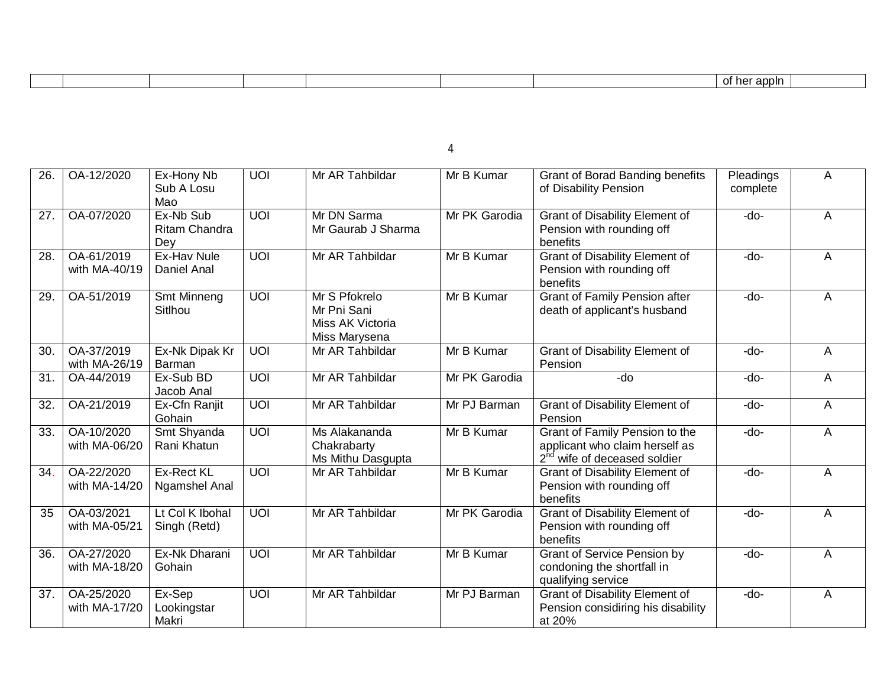| | | | | | | | | |
|---|---|---|---|---|---|---|---|---|
| | | | | | | | of her appln | |

| | | | | | | | | |
|---|---|---|---|---|---|---|---|---|
| 26. | OA-12/2020 | Ex-Hony Nb Sub A Losu Mao | UOI | Mr AR Tahbildar | Mr B Kumar | Grant of Borad Banding benefits of Disability Pension | Pleadings complete | A |
| 27. | OA-07/2020 | Ex-Nb Sub Ritam Chandra Dey | UOI | Mr DN Sarma<br>Mr Gaurab J Sharma | Mr PK Garodia | Grant of Disability Element of Pension with rounding off benefits | -do- | A |
| 28. | OA-61/2019 with MA-40/19 | Ex-Hav Nule Daniel Anal | UOI | Mr AR Tahbildar | Mr B Kumar | Grant of Disability Element of Pension with rounding off benefits | -do- | A |
| 29. | OA-51/2019 | Smt Minneng Sitlhou | UOI | Mr S Pfokrelo<br>Mr Pni Sani<br>Miss AK Victoria<br>Miss Marysena | Mr B Kumar | Grant of Family Pension after death of applicant's husband | -do- | A |
| 30. | OA-37/2019 with MA-26/19 | Ex-Nk Dipak Kr Barman | UOI | Mr AR Tahbildar | Mr B Kumar | Grant of Disability Element of Pension | -do- | A |
| 31. | OA-44/2019 | Ex-Sub BD Jacob Anal | UOI | Mr AR Tahbildar | Mr PK Garodia | -do | -do- | A |
| 32. | OA-21/2019 | Ex-Cfn Ranjit Gohain | UOI | Mr AR Tahbildar | Mr PJ Barman | Grant of Disability Element of Pension | -do- | A |
| 33. | OA-10/2020 with MA-06/20 | Smt Shyanda Rani Khatun | UOI | Ms Alakananda Chakrabarty<br>Ms Mithu Dasgupta | Mr B Kumar | Grant of Family Pension to the applicant who claim herself as 2nd wife of deceased soldier | -do- | A |
| 34. | OA-22/2020 with MA-14/20 | Ex-Rect KL Ngamshel Anal | UOI | Mr AR Tahbildar | Mr B Kumar | Grant of Disability Element of Pension with rounding off benefits | -do- | A |
| 35 | OA-03/2021 with MA-05/21 | Lt Col K Ibohal Singh (Retd) | UOI | Mr AR Tahbildar | Mr PK Garodia | Grant of Disability Element of Pension with rounding off benefits | -do- | A |
| 36. | OA-27/2020 with MA-18/20 | Ex-Nk Dharani Gohain | UOI | Mr AR Tahbildar | Mr B Kumar | Grant of Service Pension by condoning the shortfall in qualifying service | -do- | A |
| 37. | OA-25/2020 with MA-17/20 | Ex-Sep Lookingstar Makri | UOI | Mr AR Tahbildar | Mr PJ Barman | Grant of Disability Element of Pension considiring his disability at 20% | -do- | A |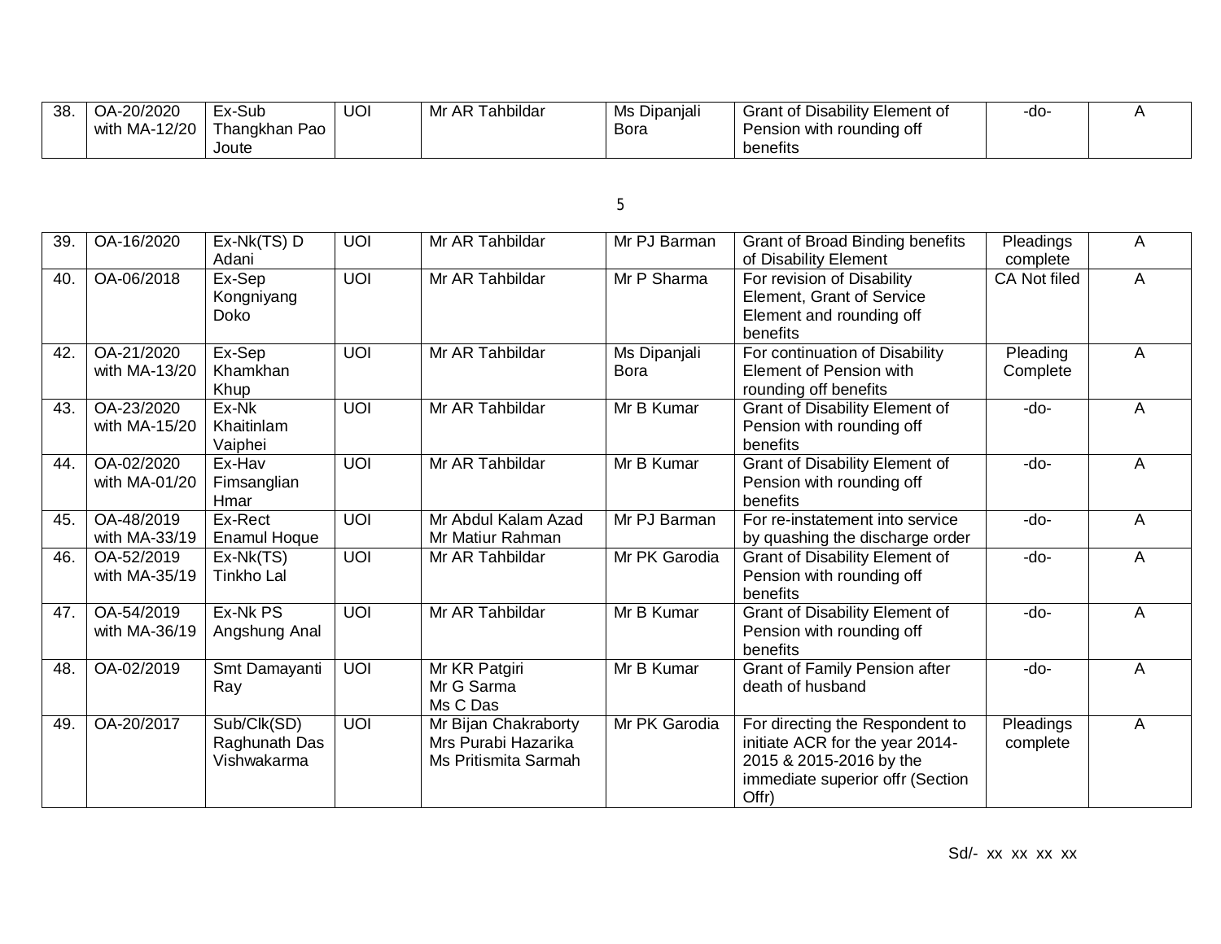| | | | | | | | | |
|---|---|---|---|---|---|---|---|---|
| 38. | OA-20/2020 with MA-12/20 | Ex-Sub Thangkhan Pao Joute | UOI | Mr AR Tahbildar | Ms Dipanjali Bora | Grant of Disability Element of Pension with rounding off benefits | -do- | A |
| 39. | OA-16/2020 | Ex-Nk(TS) D Adani | UOI | Mr AR Tahbildar | Mr PJ Barman | Grant of Broad Binding benefits of Disability Element | Pleadings complete | A |
| 40. | OA-06/2018 | Ex-Sep Kongniyang Doko | UOI | Mr AR Tahbildar | Mr P Sharma | For revision of Disability Element, Grant of Service Element and rounding off benefits | CA Not filed | A |
| 42. | OA-21/2020 with MA-13/20 | Ex-Sep Khamkhan Khup | UOI | Mr AR Tahbildar | Ms Dipanjali Bora | For continuation of Disability Element of Pension with rounding off benefits | Pleading Complete | A |
| 43. | OA-23/2020 with MA-15/20 | Ex-Nk Khaitinlam Vaiphei | UOI | Mr AR Tahbildar | Mr B Kumar | Grant of Disability Element of Pension with rounding off benefits | -do- | A |
| 44. | OA-02/2020 with MA-01/20 | Ex-Hav Fimsanglian Hmar | UOI | Mr AR Tahbildar | Mr B Kumar | Grant of Disability Element of Pension with rounding off benefits | -do- | A |
| 45. | OA-48/2019 with MA-33/19 | Ex-Rect Enamul Hoque | UOI | Mr Abdul Kalam Azad Mr Matiur Rahman | Mr PJ Barman | For re-instatement into service by quashing the discharge order | -do- | A |
| 46. | OA-52/2019 with MA-35/19 | Ex-Nk(TS) Tinkho Lal | UOI | Mr AR Tahbildar | Mr PK Garodia | Grant of Disability Element of Pension with rounding off benefits | -do- | A |
| 47. | OA-54/2019 with MA-36/19 | Ex-Nk PS Angshung Anal | UOI | Mr AR Tahbildar | Mr B Kumar | Grant of Disability Element of Pension with rounding off benefits | -do- | A |
| 48. | OA-02/2019 | Smt Damayanti Ray | UOI | Mr KR Patgiri Mr G Sarma Ms C Das | Mr B Kumar | Grant of Family Pension after death of husband | -do- | A |
| 49. | OA-20/2017 | Sub/Clk(SD) Raghunath Das Vishwakarma | UOI | Mr Bijan Chakraborty Mrs Purabi Hazarika Ms Pritismita Sarmah | Mr PK Garodia | For directing the Respondent to initiate ACR for the year 2014-2015 & 2015-2016 by the immediate superior offr (Section Offr) | Pleadings complete | A |

Sd/- xx xx xx xx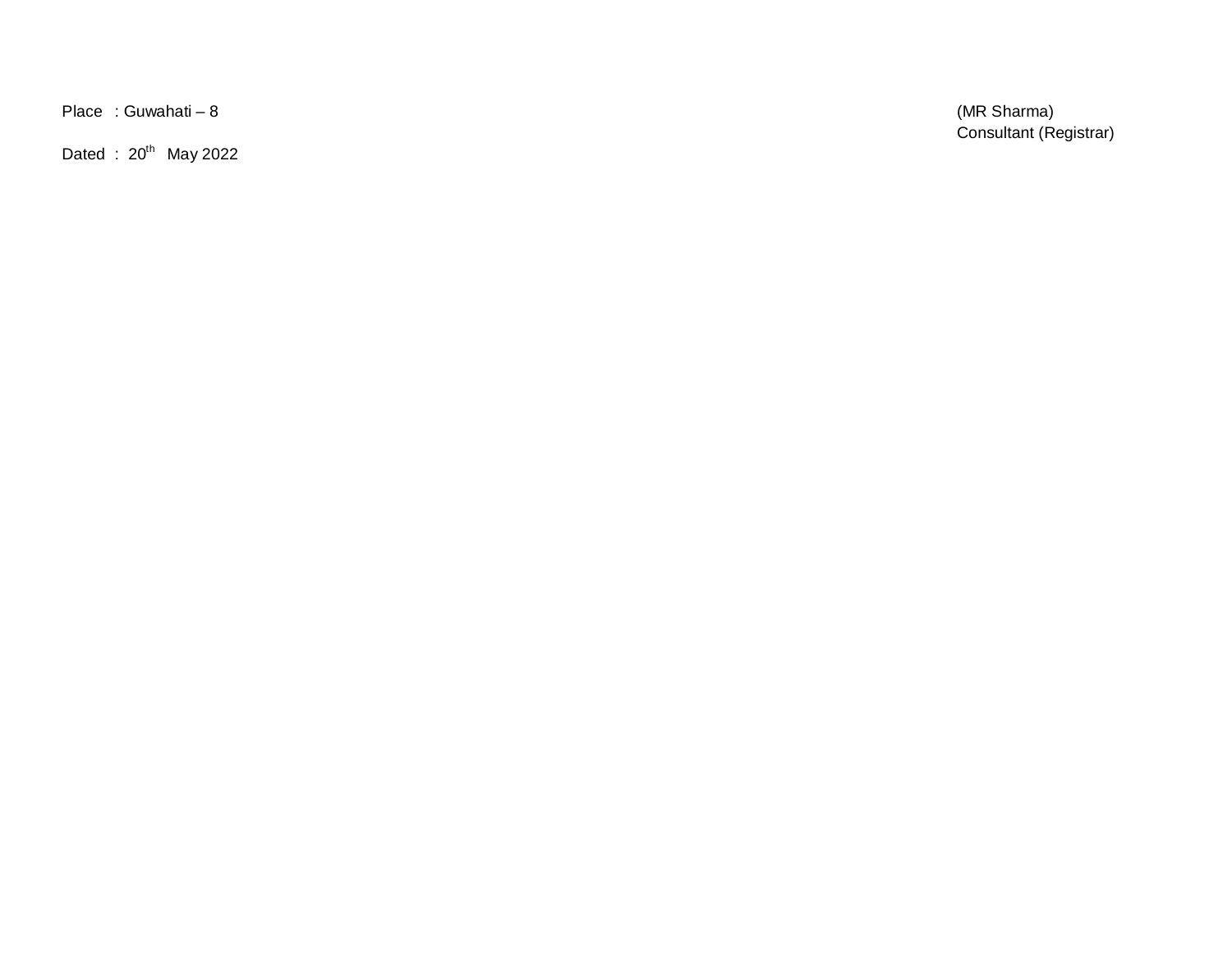Place : Guwahati – 8

Dated : 20th May 2022

(MR Sharma)
Consultant (Registrar)